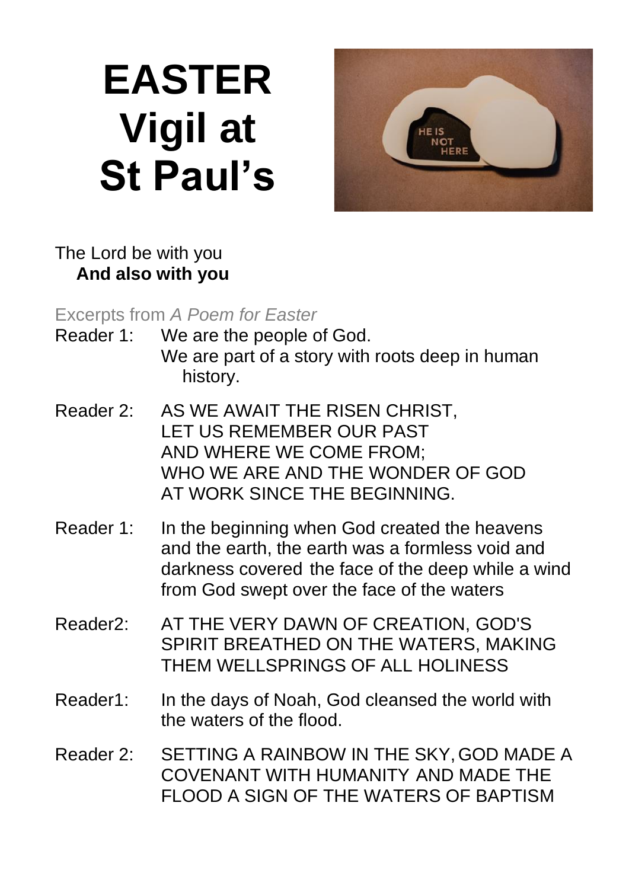# EASTER Vigil at St Paul's

The Lord be with you
**And also with you**

Excerpts from *A Poem for Easter*

Reader 1: We are the people of God.
We are part of a story with roots deep in human history.

Reader 2: AS WE AWAIT THE RISEN CHRIST,
LET US REMEMBER OUR PAST
AND WHERE WE COME FROM;
WHO WE ARE AND THE WONDER OF GOD
AT WORK SINCE THE BEGINNING.

Reader 1: In the beginning when God created the heavens and the earth, the earth was a formless void and darkness covered the face of the deep while a wind from God swept over the face of the waters

Reader2: AT THE VERY DAWN OF CREATION, GOD'S SPIRIT BREATHED ON THE WATERS, MAKING THEM WELLSPRINGS OF ALL HOLINESS

Reader1: In the days of Noah, God cleansed the world with the waters of the flood.

Reader 2: SETTING A RAINBOW IN THE SKY, GOD MADE A COVENANT WITH HUMANITY AND MADE THE FLOOD A SIGN OF THE WATERS OF BAPTISM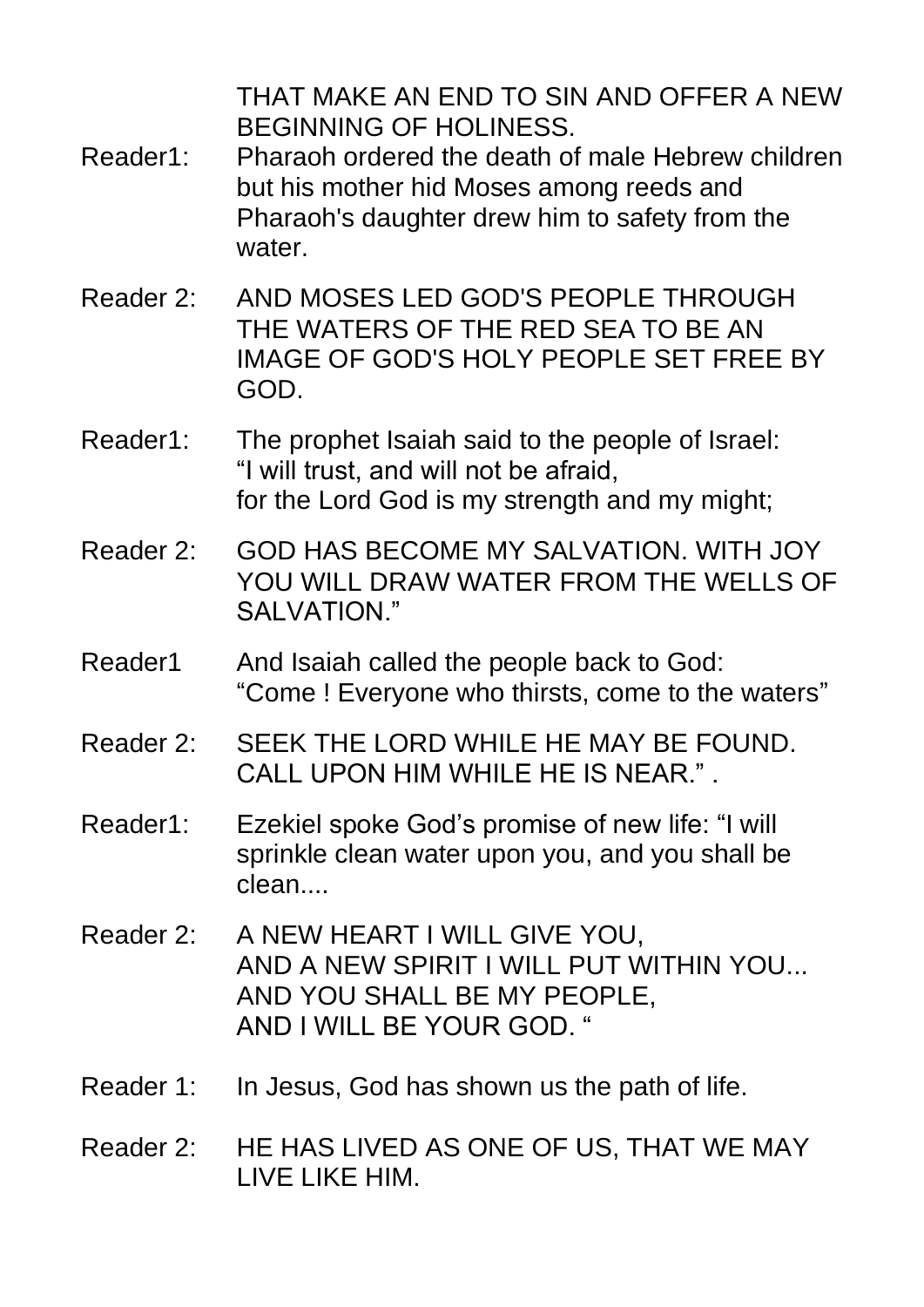THAT MAKE AN END TO SIN AND OFFER A NEW BEGINNING OF HOLINESS.

Reader1: Pharaoh ordered the death of male Hebrew children but his mother hid Moses among reeds and Pharaoh's daughter drew him to safety from the water.

Reader 2: AND MOSES LED GOD'S PEOPLE THROUGH THE WATERS OF THE RED SEA TO BE AN IMAGE OF GOD'S HOLY PEOPLE SET FREE BY GOD.

Reader1: The prophet Isaiah said to the people of Israel: "I will trust, and will not be afraid, for the Lord God is my strength and my might;

Reader 2: GOD HAS BECOME MY SALVATION. WITH JOY YOU WILL DRAW WATER FROM THE WELLS OF SALVATION."

Reader1 And Isaiah called the people back to God: "Come ! Everyone who thirsts, come to the waters"

Reader 2: SEEK THE LORD WHILE HE MAY BE FOUND. CALL UPON HIM WHILE HE IS NEAR." .

Reader1: Ezekiel spoke God's promise of new life: "I will sprinkle clean water upon you, and you shall be clean....

Reader 2: A NEW HEART I WILL GIVE YOU,
AND A NEW SPIRIT I WILL PUT WITHIN YOU...
AND YOU SHALL BE MY PEOPLE,
AND I WILL BE YOUR GOD. "

Reader 1: In Jesus, God has shown us the path of life.

Reader 2: HE HAS LIVED AS ONE OF US, THAT WE MAY LIVE LIKE HIM.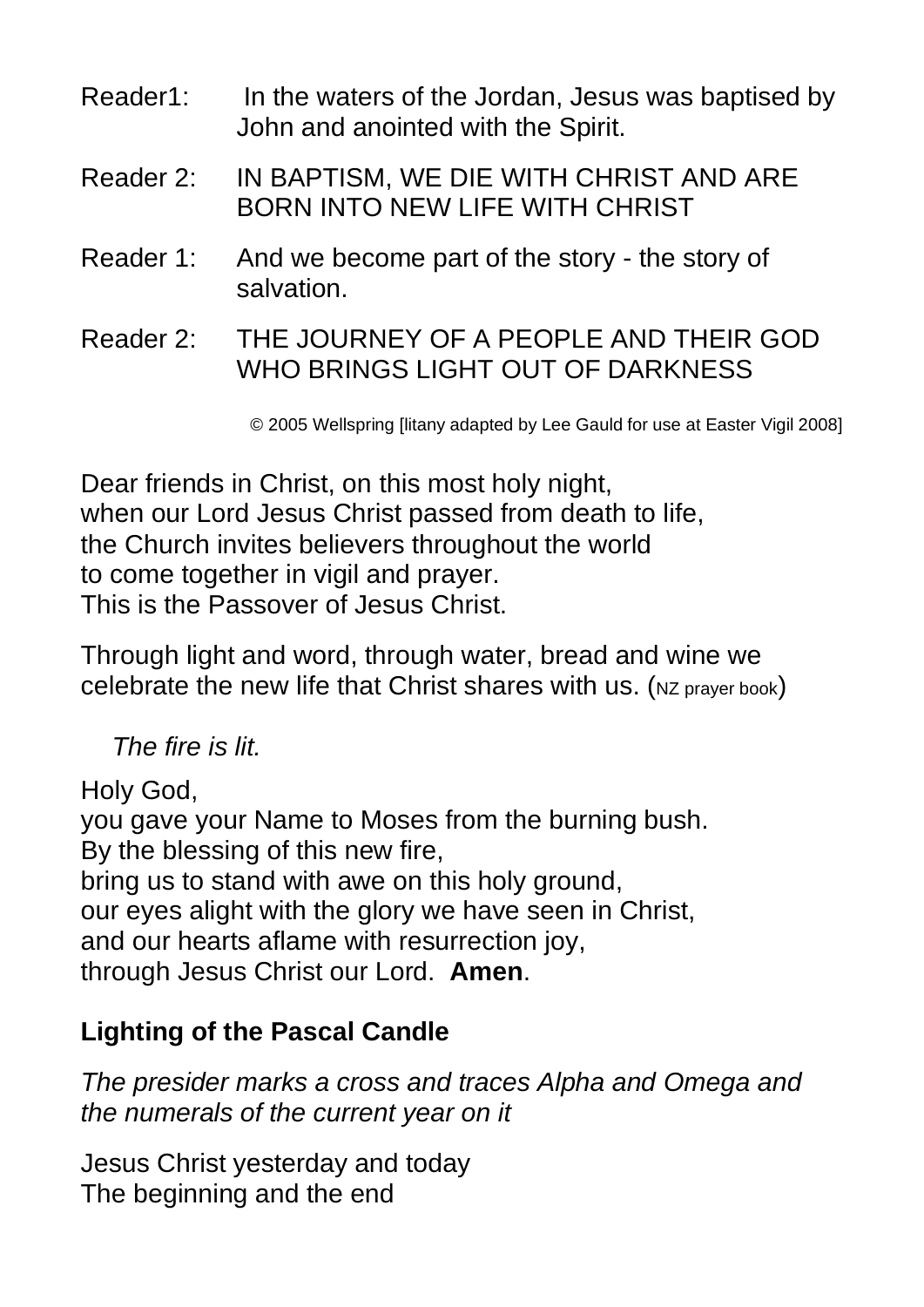Reader1: In the waters of the Jordan, Jesus was baptised by John and anointed with the Spirit.

Reader 2: IN BAPTISM, WE DIE WITH CHRIST AND ARE BORN INTO NEW LIFE WITH CHRIST

Reader 1: And we become part of the story - the story of salvation.

Reader 2: THE JOURNEY OF A PEOPLE AND THEIR GOD WHO BRINGS LIGHT OUT OF DARKNESS

© 2005 Wellspring [litany adapted by Lee Gauld for use at Easter Vigil 2008]

Dear friends in Christ, on this most holy night,
when our Lord Jesus Christ passed from death to life,
the Church invites believers throughout the world
to come together in vigil and prayer.
This is the Passover of Jesus Christ.

Through light and word, through water, bread and wine we celebrate the new life that Christ shares with us. (NZ prayer book)

*The fire is lit.*

Holy God,
you gave your Name to Moses from the burning bush.
By the blessing of this new fire,
bring us to stand with awe on this holy ground,
our eyes alight with the glory we have seen in Christ,
and our hearts aflame with resurrection joy,
through Jesus Christ our Lord. **Amen**.

**Lighting of the Pascal Candle**

*The presider marks a cross and traces Alpha and Omega and the numerals of the current year on it*

Jesus Christ yesterday and today
The beginning and the end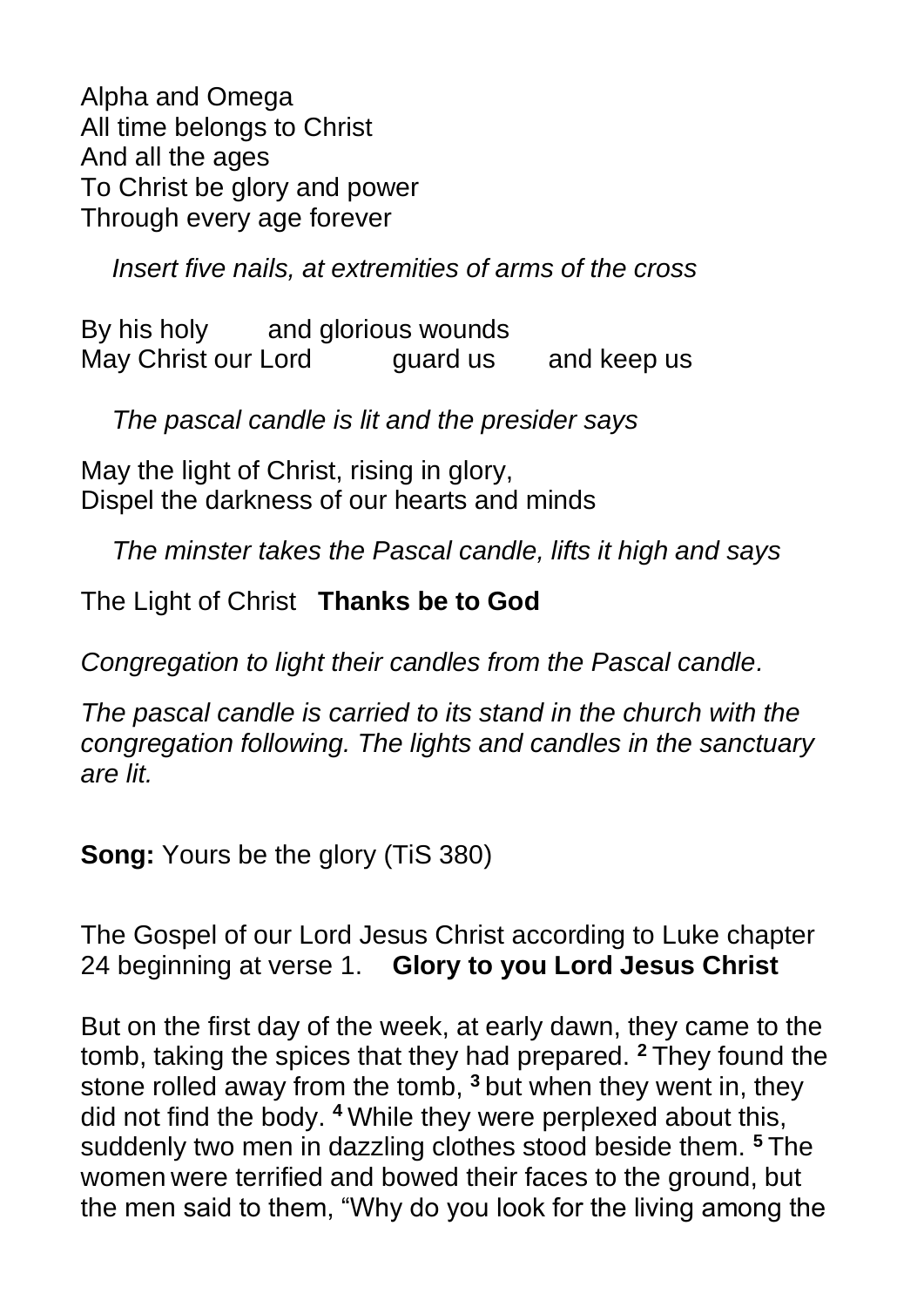Alpha and Omega
All time belongs to Christ
And all the ages
To Christ be glory and power
Through every age forever

*Insert five nails, at extremities of arms of the cross*

By his holy and glorious wounds
May Christ our Lord guard us and keep us

*The pascal candle is lit and the presider says*

May the light of Christ, rising in glory,
Dispel the darkness of our hearts and minds

*The minster takes the Pascal candle, lifts it high and says*

The Light of Christ **Thanks be to God**

*Congregation to light their candles from the Pascal candle.*

*The pascal candle is carried to its stand in the church with the congregation following. The lights and candles in the sanctuary are lit.*

**Song:** Yours be the glory (TiS 380)

The Gospel of our Lord Jesus Christ according to Luke chapter 24 beginning at verse 1. **Glory to you Lord Jesus Christ**

But on the first day of the week, at early dawn, they came to the tomb, taking the spices that they had prepared. **2** They found the stone rolled away from the tomb, **3** but when they went in, they did not find the body. **4** While they were perplexed about this, suddenly two men in dazzling clothes stood beside them. **5** The women were terrified and bowed their faces to the ground, but the men said to them, "Why do you look for the living among the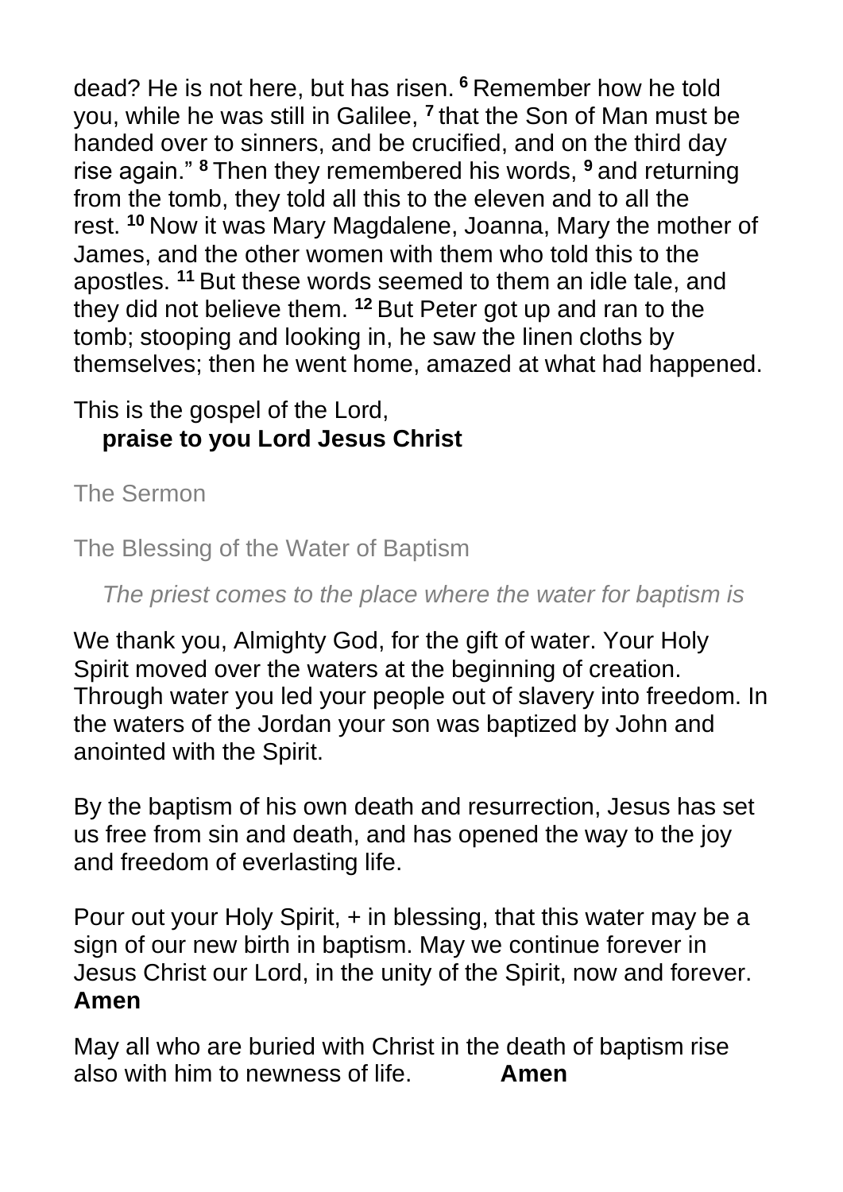dead? He is not here, but has risen. [6] Remember how he told you, while he was still in Galilee, [7] that the Son of Man must be handed over to sinners, and be crucified, and on the third day rise again." [8] Then they remembered his words, [9] and returning from the tomb, they told all this to the eleven and to all the rest. [10] Now it was Mary Magdalene, Joanna, Mary the mother of James, and the other women with them who told this to the apostles. [11] But these words seemed to them an idle tale, and they did not believe them. [12] But Peter got up and ran to the tomb; stooping and looking in, he saw the linen cloths by themselves; then he went home, amazed at what had happened.

This is the gospel of the Lord,
**praise to you Lord Jesus Christ**

The Sermon

The Blessing of the Water of Baptism

*The priest comes to the place where the water for baptism is*

We thank you, Almighty God, for the gift of water. Your Holy Spirit moved over the waters at the beginning of creation. Through water you led your people out of slavery into freedom. In the waters of the Jordan your son was baptized by John and anointed with the Spirit.

By the baptism of his own death and resurrection, Jesus has set us free from sin and death, and has opened the way to the joy and freedom of everlasting life.

Pour out your Holy Spirit, + in blessing, that this water may be a sign of our new birth in baptism. May we continue forever in Jesus Christ our Lord, in the unity of the Spirit, now and forever.
**Amen**

May all who are buried with Christ in the death of baptism rise also with him to newness of life. **Amen**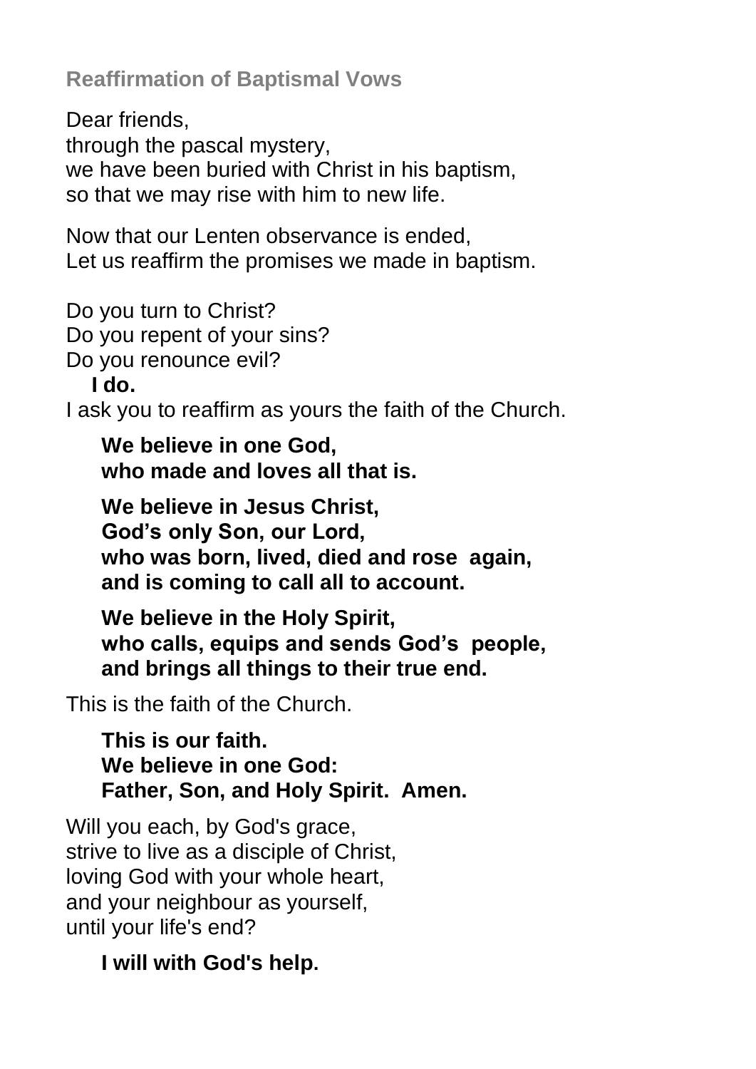## Reaffirmation of Baptismal Vows

Dear friends,
through the pascal mystery,
we have been buried with Christ in his baptism,
so that we may rise with him to new life.

Now that our Lenten observance is ended,
Let us reaffirm the promises we made in baptism.

Do you turn to Christ?
Do you repent of your sins?
Do you renounce evil?
**I do.**
I ask you to reaffirm as yours the faith of the Church.

**We believe in one God,**
**who made and loves all that is.**

**We believe in Jesus Christ,**
**God's only Son, our Lord,**
**who was born, lived, died and rose again,**
**and is coming to call all to account.**

**We believe in the Holy Spirit,**
**who calls, equips and sends God's people,**
**and brings all things to their true end.**

This is the faith of the Church.

**This is our faith.**
**We believe in one God:**
**Father, Son, and Holy Spirit. Amen.**

Will you each, by God's grace,
strive to live as a disciple of Christ,
loving God with your whole heart,
and your neighbour as yourself,
until your life's end?

**I will with God's help.**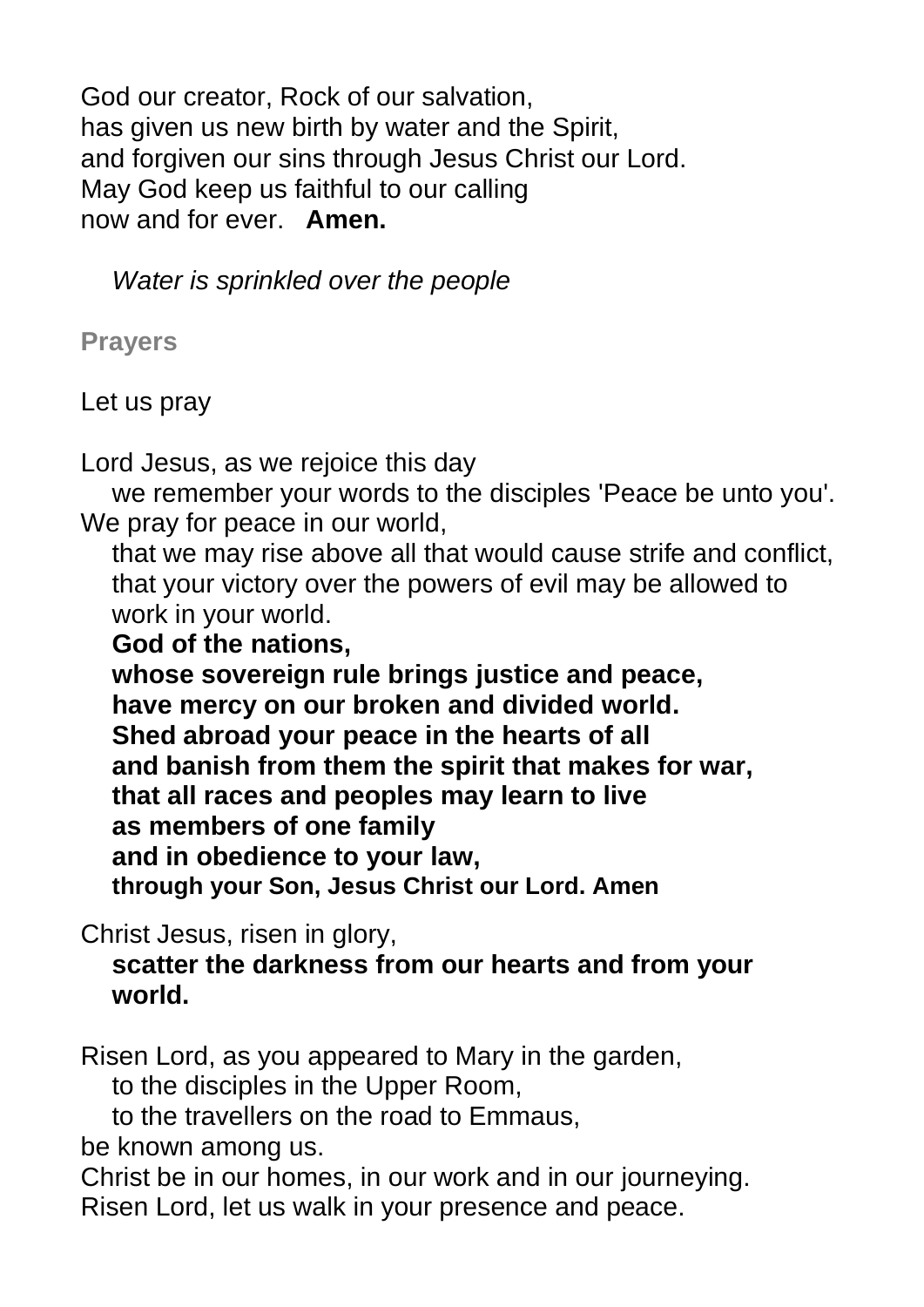God our creator, Rock of our salvation,
has given us new birth by water and the Spirit,
and forgiven our sins through Jesus Christ our Lord.
May God keep us faithful to our calling
now and for ever.   **Amen.**

*Water is sprinkled over the people*

## Prayers

Let us pray

Lord Jesus, as we rejoice this day
we remember your words to the disciples 'Peace be unto you'.
We pray for peace in our world,
that we may rise above all that would cause strife and conflict,
that your victory over the powers of evil may be allowed to work in your world.

**God of the nations,**
**whose sovereign rule brings justice and peace,**
**have mercy on our broken and divided world.**
**Shed abroad your peace in the hearts of all**
**and banish from them the spirit that makes for war,**
**that all races and peoples may learn to live**
**as members of one family**
**and in obedience to your law,**
**through your Son, Jesus Christ our Lord. Amen**

Christ Jesus, risen in glory,
**scatter the darkness from our hearts and from your world.**

Risen Lord, as you appeared to Mary in the garden,
to the disciples in the Upper Room,
to the travellers on the road to Emmaus,
be known among us.
Christ be in our homes, in our work and in our journeying.
Risen Lord, let us walk in your presence and peace.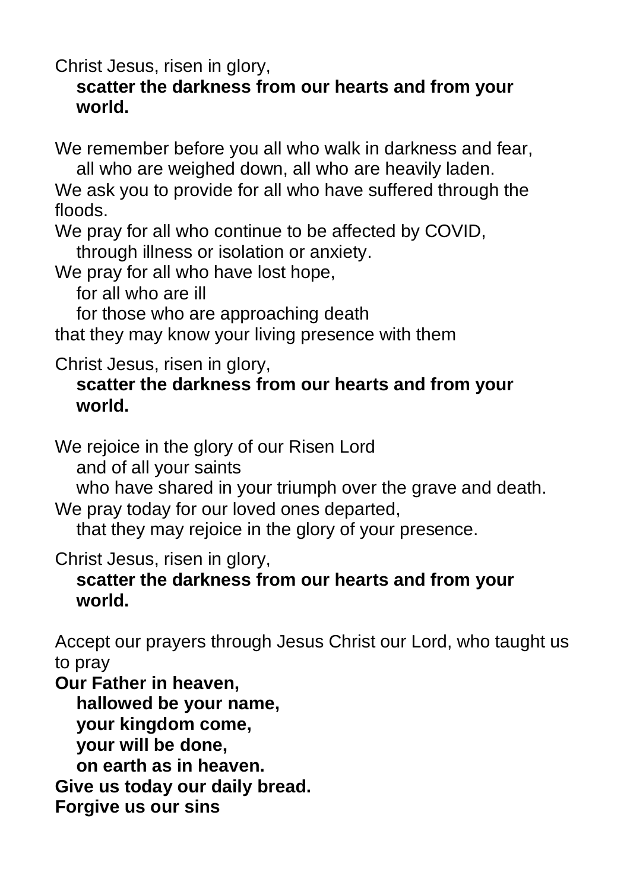Christ Jesus, risen in glory,
**scatter the darkness from our hearts and from your world.**

We remember before you all who walk in darkness and fear,
all who are weighed down, all who are heavily laden.
We ask you to provide for all who have suffered through the floods.
We pray for all who continue to be affected by COVID,
through illness or isolation or anxiety.
We pray for all who have lost hope,
for all who are ill
for those who are approaching death
that they may know your living presence with them

Christ Jesus, risen in glory,
**scatter the darkness from our hearts and from your world.**

We rejoice in the glory of our Risen Lord
and of all your saints
who have shared in your triumph over the grave and death.
We pray today for our loved ones departed,
that they may rejoice in the glory of your presence.

Christ Jesus, risen in glory,
**scatter the darkness from our hearts and from your world.**

Accept our prayers through Jesus Christ our Lord, who taught us to pray
**Our Father in heaven,**
**hallowed be your name,**
**your kingdom come,**
**your will be done,**
**on earth as in heaven.**
**Give us today our daily bread.**
**Forgive us our sins**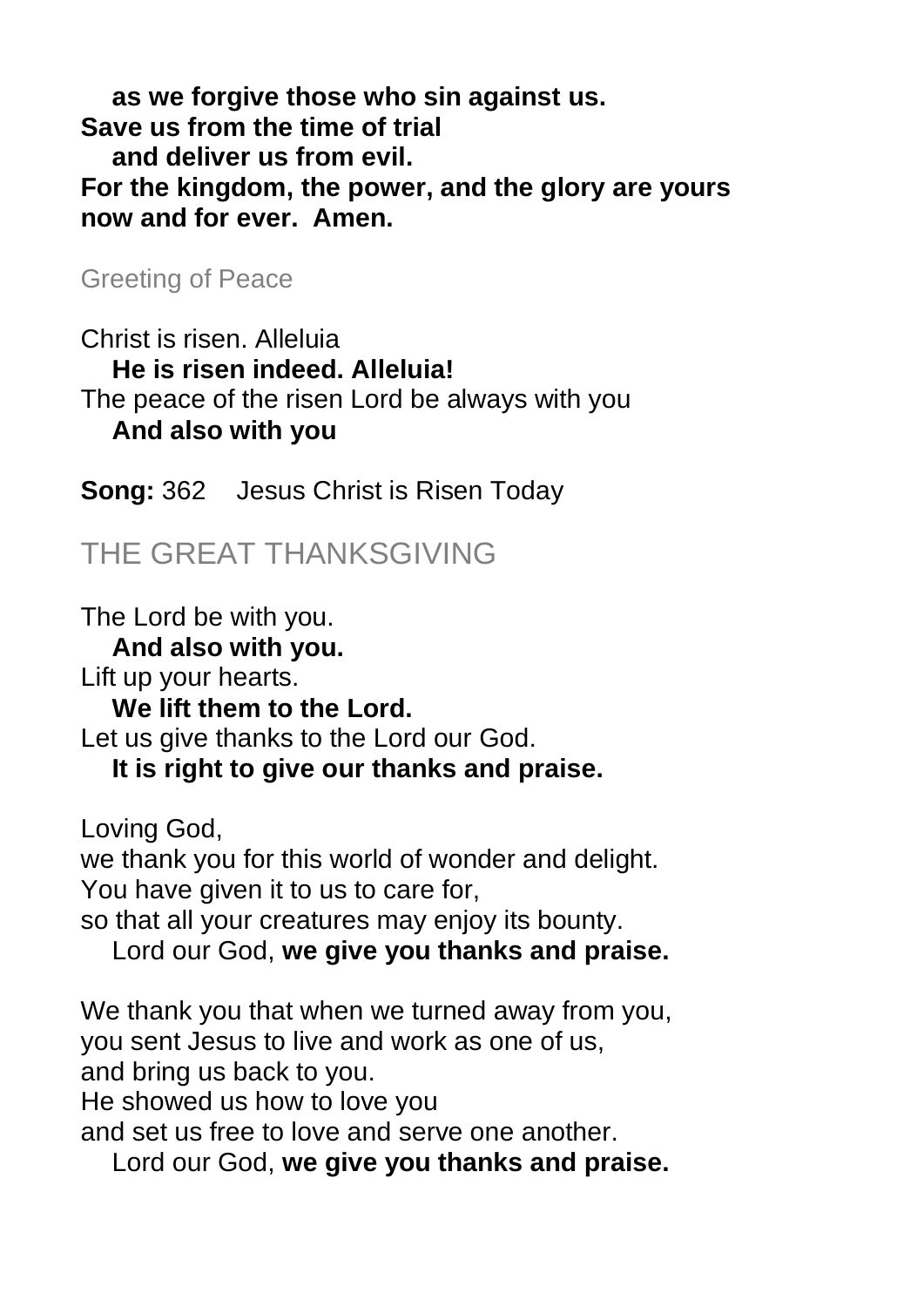**as we forgive those who sin against us.**
**Save us from the time of trial**
**and deliver us from evil.**
**For the kingdom, the power, and the glory are yours**
**now and for ever. Amen.**

Greeting of Peace

Christ is risen. Alleluia
**He is risen indeed. Alleluia!**
The peace of the risen Lord be always with you
**And also with you**

**Song:** 362 Jesus Christ is Risen Today

## THE GREAT THANKSGIVING

The Lord be with you.
**And also with you.**
Lift up your hearts.
**We lift them to the Lord.**
Let us give thanks to the Lord our God.
**It is right to give our thanks and praise.**

Loving God,
we thank you for this world of wonder and delight.
You have given it to us to care for,
so that all your creatures may enjoy its bounty.
Lord our God, **we give you thanks and praise.**

We thank you that when we turned away from you,
you sent Jesus to live and work as one of us,
and bring us back to you.
He showed us how to love you
and set us free to love and serve one another.
Lord our God, **we give you thanks and praise.**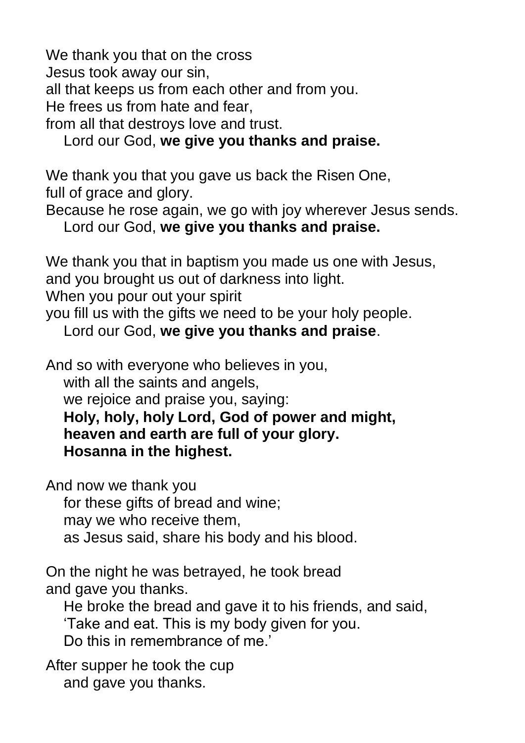We thank you that on the cross
Jesus took away our sin,
all that keeps us from each other and from you.
He frees us from hate and fear,
from all that destroys love and trust.
  Lord our God, **we give you thanks and praise.**

We thank you that you gave us back the Risen One,
full of grace and glory.
Because he rose again, we go with joy wherever Jesus sends.
  Lord our God, **we give you thanks and praise.**

We thank you that in baptism you made us one with Jesus,
and you brought us out of darkness into light.
When you pour out your spirit
you fill us with the gifts we need to be your holy people.
  Lord our God, **we give you thanks and praise**.

And so with everyone who believes in you,
  with all the saints and angels,
  we rejoice and praise you, saying:
  **Holy, holy, holy Lord, God of power and might,**
  **heaven and earth are full of your glory.**
  **Hosanna in the highest.**

And now we thank you
  for these gifts of bread and wine;
  may we who receive them,
  as Jesus said, share his body and his blood.

On the night he was betrayed, he took bread
and gave you thanks.
  He broke the bread and gave it to his friends, and said,
  'Take and eat. This is my body given for you.
  Do this in remembrance of me.'

After supper he took the cup
  and gave you thanks.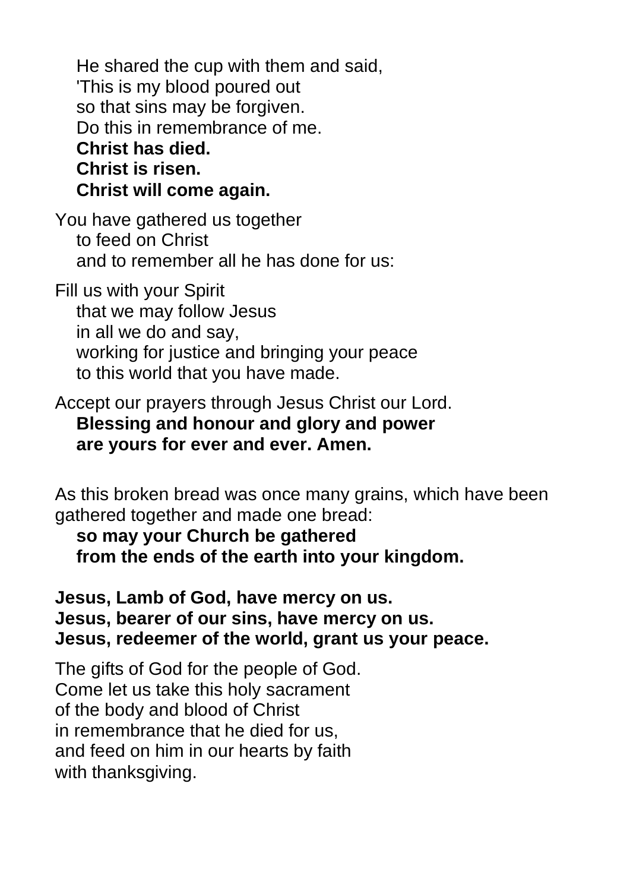He shared the cup with them and said,
'This is my blood poured out
so that sins may be forgiven.
Do this in remembrance of me.
**Christ has died.**
**Christ is risen.**
**Christ will come again.**

You have gathered us together
to feed on Christ
and to remember all he has done for us:

Fill us with your Spirit
that we may follow Jesus
in all we do and say,
working for justice and bringing your peace
to this world that you have made.

Accept our prayers through Jesus Christ our Lord.
**Blessing and honour and glory and power**
**are yours for ever and ever. Amen.**

As this broken bread was once many grains, which have been gathered together and made one bread:
**so may your Church be gathered**
**from the ends of the earth into your kingdom.**

**Jesus, Lamb of God, have mercy on us.**
**Jesus, bearer of our sins, have mercy on us.**
**Jesus, redeemer of the world, grant us your peace.**

The gifts of God for the people of God.
Come let us take this holy sacrament
of the body and blood of Christ
in remembrance that he died for us,
and feed on him in our hearts by faith
with thanksgiving.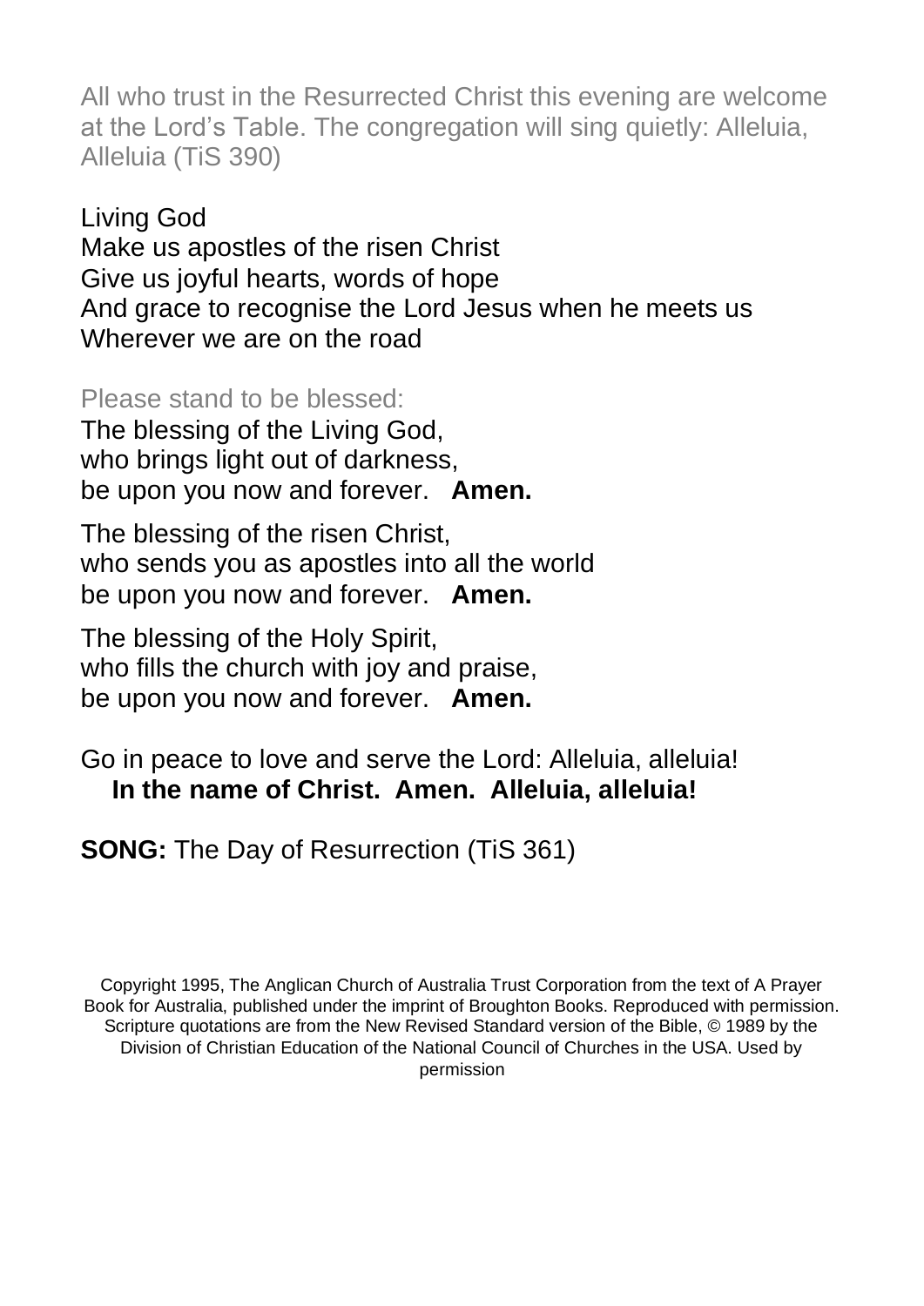All who trust in the Resurrected Christ this evening are welcome at the Lord's Table. The congregation will sing quietly: Alleluia, Alleluia (TiS 390)

Living God
Make us apostles of the risen Christ
Give us joyful hearts, words of hope
And grace to recognise the Lord Jesus when he meets us
Wherever we are on the road

Please stand to be blessed:

The blessing of the Living God,
who brings light out of darkness,
be upon you now and forever. **Amen.**

The blessing of the risen Christ,
who sends you as apostles into all the world
be upon you now and forever. **Amen.**

The blessing of the Holy Spirit,
who fills the church with joy and praise,
be upon you now and forever. **Amen.**

Go in peace to love and serve the Lord: Alleluia, alleluia!
**In the name of Christ. Amen. Alleluia, alleluia!**

**SONG:** The Day of Resurrection (TiS 361)

Copyright 1995, The Anglican Church of Australia Trust Corporation from the text of A Prayer Book for Australia, published under the imprint of Broughton Books. Reproduced with permission. Scripture quotations are from the New Revised Standard version of the Bible, © 1989 by the Division of Christian Education of the National Council of Churches in the USA. Used by permission